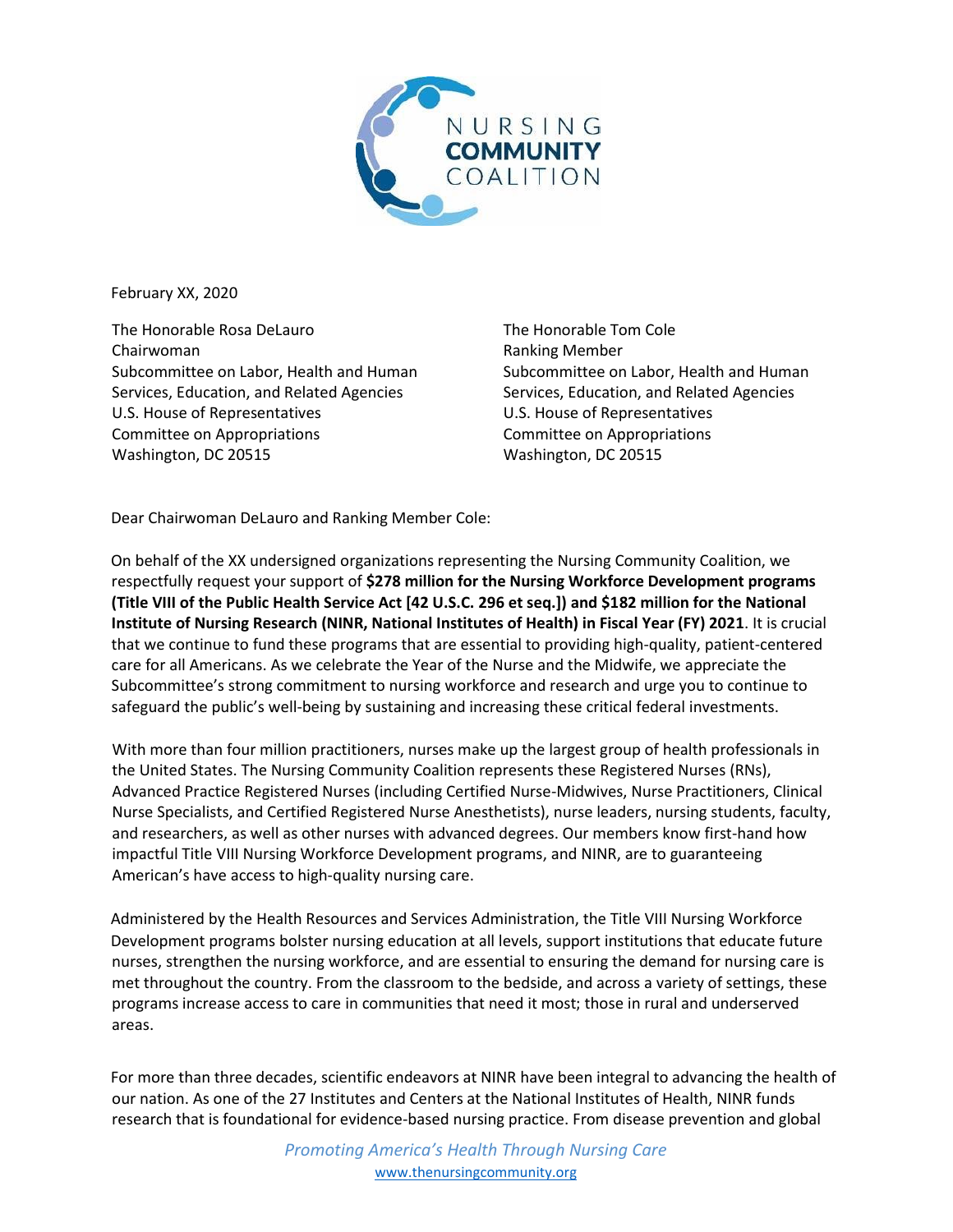NURSING COMMUNITY COALITION

February XX, 2020

The Honorable Rosa DeLauro
Chairwoman
Subcommittee on Labor, Health and Human Services, Education, and Related Agencies
U.S. House of Representatives
Committee on Appropriations
Washington, DC 20515

The Honorable Tom Cole
Ranking Member
Subcommittee on Labor, Health and Human Services, Education, and Related Agencies
U.S. House of Representatives
Committee on Appropriations
Washington, DC 20515

Dear Chairwoman DeLauro and Ranking Member Cole:

On behalf of the XX undersigned organizations representing the Nursing Community Coalition, we respectfully request your support of **$278 million for the Nursing Workforce Development programs (Title VIII of the Public Health Service Act [42 U.S.C. 296 et seq.]) and $182 million for the National Institute of Nursing Research (NINR, National Institutes of Health) in Fiscal Year (FY) 2021**. It is crucial that we continue to fund these programs that are essential to providing high-quality, patient-centered care for all Americans. As we celebrate the Year of the Nurse and the Midwife, we appreciate the Subcommittee's strong commitment to nursing workforce and research and urge you to continue to safeguard the public's well-being by sustaining and increasing these critical federal investments.

With more than four million practitioners, nurses make up the largest group of health professionals in the United States. The Nursing Community Coalition represents these Registered Nurses (RNs), Advanced Practice Registered Nurses (including Certified Nurse-Midwives, Nurse Practitioners, Clinical Nurse Specialists, and Certified Registered Nurse Anesthetists), nurse leaders, nursing students, faculty, and researchers, as well as other nurses with advanced degrees. Our members know first-hand how impactful Title VIII Nursing Workforce Development programs, and NINR, are to guaranteeing American's have access to high-quality nursing care.

Administered by the Health Resources and Services Administration, the Title VIII Nursing Workforce Development programs bolster nursing education at all levels, support institutions that educate future nurses, strengthen the nursing workforce, and are essential to ensuring the demand for nursing care is met throughout the country. From the classroom to the bedside, and across a variety of settings, these programs increase access to care in communities that need it most; those in rural and underserved areas.

For more than three decades, scientific endeavors at NINR have been integral to advancing the health of our nation. As one of the 27 Institutes and Centers at the National Institutes of Health, NINR funds research that is foundational for evidence-based nursing practice. From disease prevention and global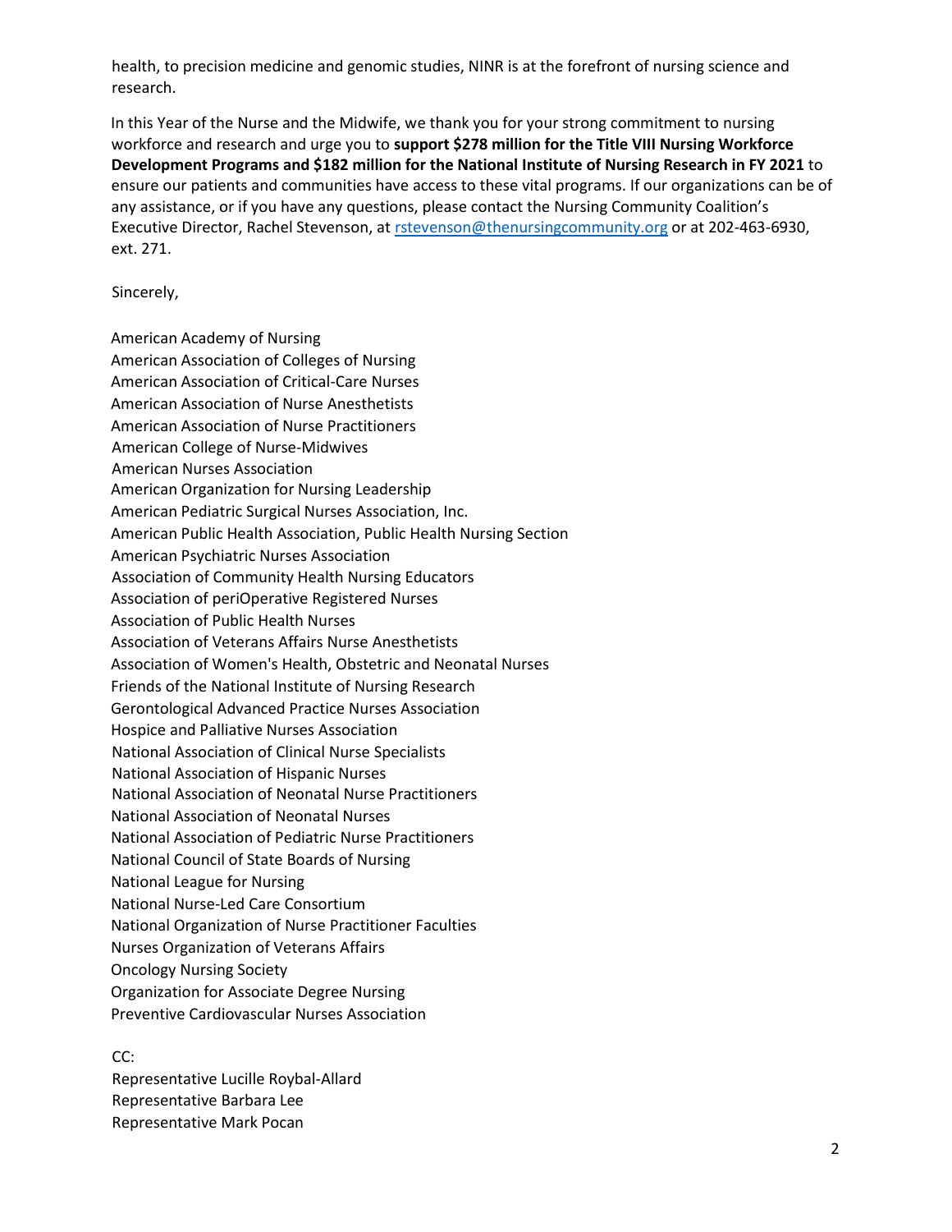health, to precision medicine and genomic studies, NINR is at the forefront of nursing science and research.

In this Year of the Nurse and the Midwife, we thank you for your strong commitment to nursing workforce and research and urge you to **support $278 million for the Title VIII Nursing Workforce Development Programs and $182 million for the National Institute of Nursing Research in FY 2021** to ensure our patients and communities have access to these vital programs. If our organizations can be of any assistance, or if you have any questions, please contact the Nursing Community Coalition's Executive Director, Rachel Stevenson, at rstevenson@thenursingcommunity.org or at 202-463-6930, ext. 271.

Sincerely,

American Academy of Nursing
American Association of Colleges of Nursing
American Association of Critical-Care Nurses
American Association of Nurse Anesthetists
American Association of Nurse Practitioners
American College of Nurse-Midwives
American Nurses Association
American Organization for Nursing Leadership
American Pediatric Surgical Nurses Association, Inc.
American Public Health Association, Public Health Nursing Section
American Psychiatric Nurses Association
Association of Community Health Nursing Educators
Association of periOperative Registered Nurses
Association of Public Health Nurses
Association of Veterans Affairs Nurse Anesthetists
Association of Women's Health, Obstetric and Neonatal Nurses
Friends of the National Institute of Nursing Research
Gerontological Advanced Practice Nurses Association
Hospice and Palliative Nurses Association
National Association of Clinical Nurse Specialists
National Association of Hispanic Nurses
National Association of Neonatal Nurse Practitioners
National Association of Neonatal Nurses
National Association of Pediatric Nurse Practitioners
National Council of State Boards of Nursing
National League for Nursing
National Nurse-Led Care Consortium
National Organization of Nurse Practitioner Faculties
Nurses Organization of Veterans Affairs
Oncology Nursing Society
Organization for Associate Degree Nursing
Preventive Cardiovascular Nurses Association

CC:
Representative Lucille Roybal-Allard
Representative Barbara Lee
Representative Mark Pocan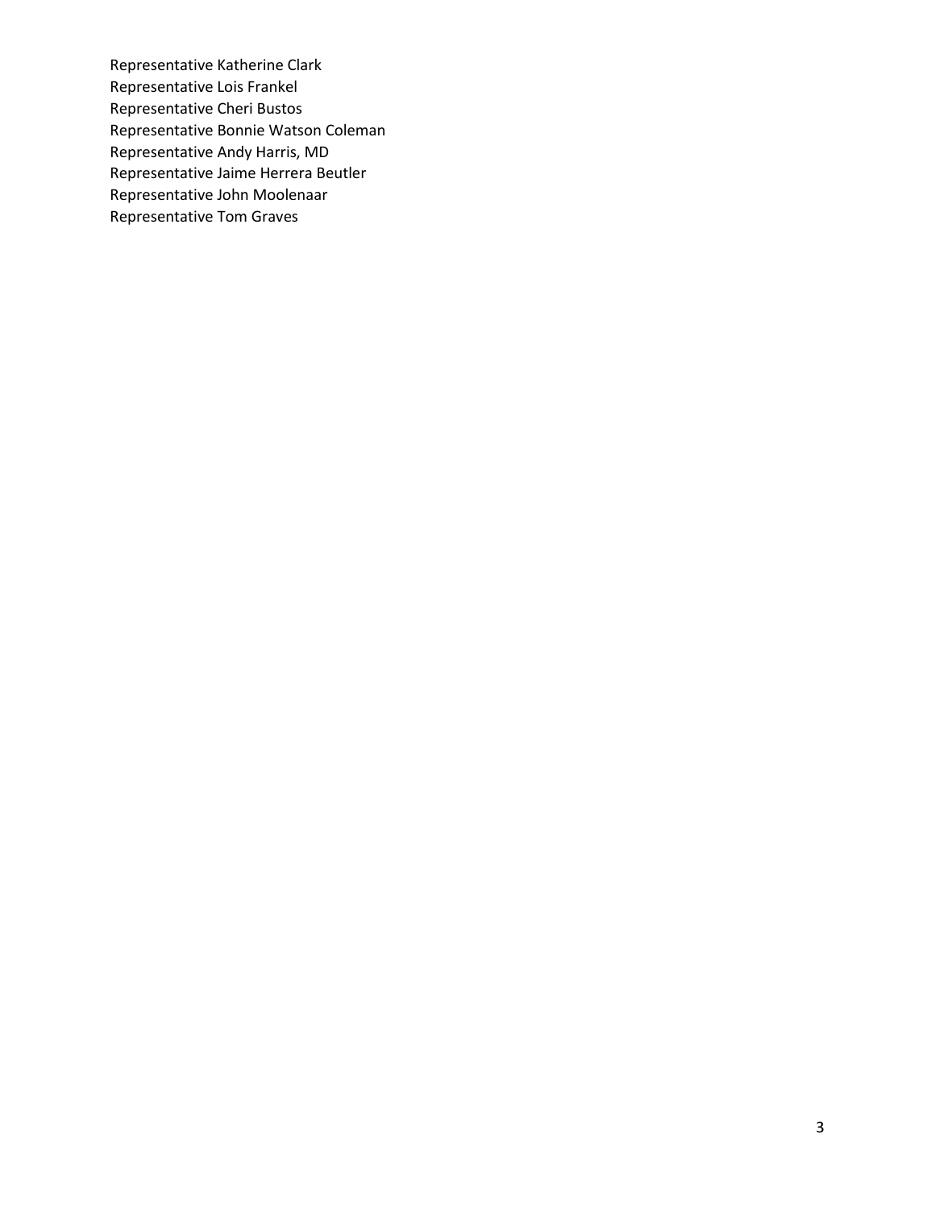Representative Katherine Clark
Representative Lois Frankel
Representative Cheri Bustos
Representative Bonnie Watson Coleman
Representative Andy Harris, MD
Representative Jaime Herrera Beutler
Representative John Moolenaar
Representative Tom Graves